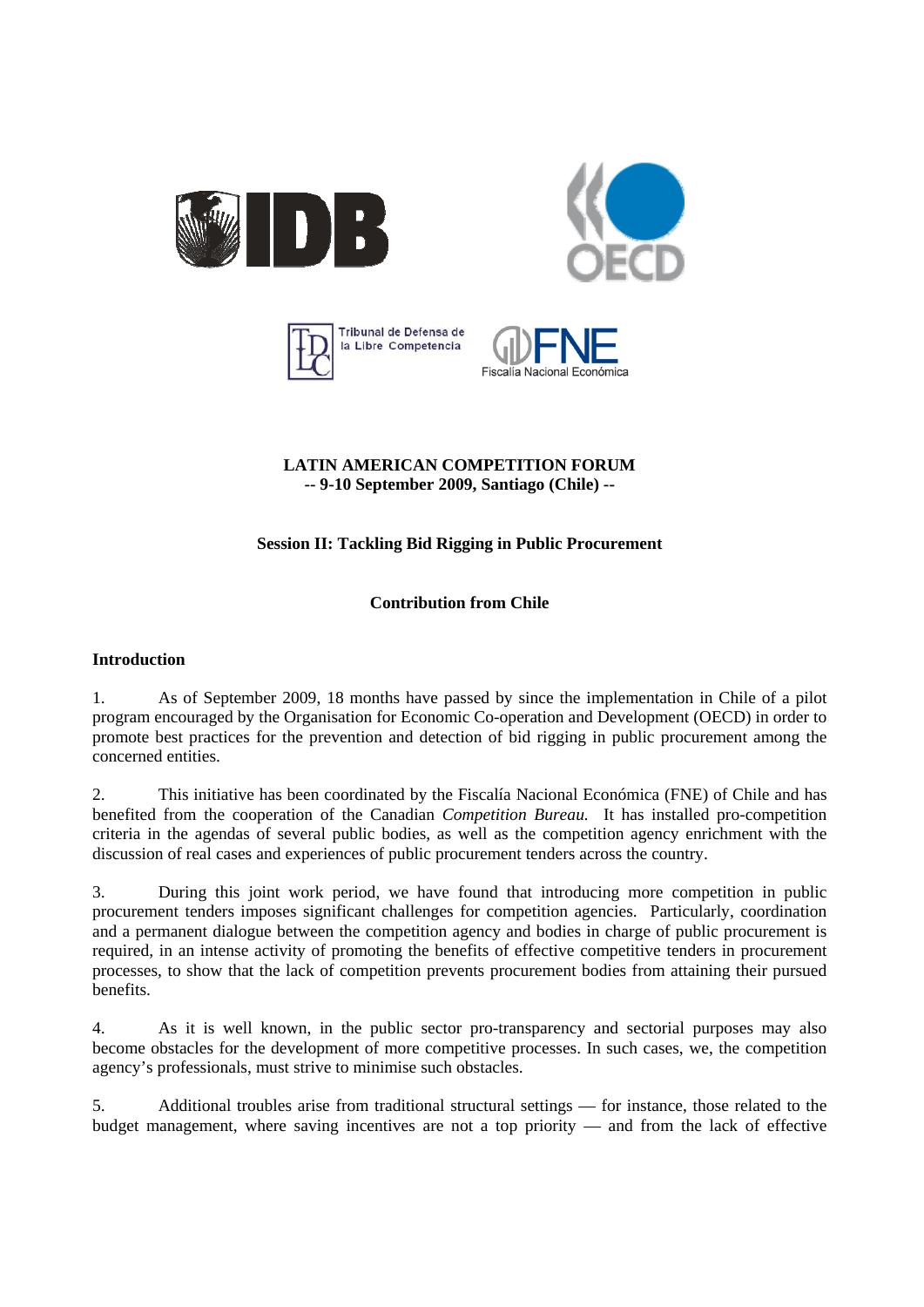**LATIN AMERICAN COMPETITION FORUM**
**-- 9-10 September 2009, Santiago (Chile) --**

**Session II: Tackling Bid Rigging in Public Procurement**

**Contribution from Chile**

## Introduction

1. As of September 2009, 18 months have passed by since the implementation in Chile of a pilot program encouraged by the Organisation for Economic Co-operation and Development (OECD) in order to promote best practices for the prevention and detection of bid rigging in public procurement among the concerned entities.

2. This initiative has been coordinated by the Fiscalía Nacional Económica (FNE) of Chile and has benefited from the cooperation of the Canadian *Competition Bureau.* It has installed pro-competition criteria in the agendas of several public bodies, as well as the competition agency enrichment with the discussion of real cases and experiences of public procurement tenders across the country.

3. During this joint work period, we have found that introducing more competition in public procurement tenders imposes significant challenges for competition agencies. Particularly, coordination and a permanent dialogue between the competition agency and bodies in charge of public procurement is required, in an intense activity of promoting the benefits of effective competitive tenders in procurement processes, to show that the lack of competition prevents procurement bodies from attaining their pursued benefits.

4. As it is well known, in the public sector pro-transparency and sectorial purposes may also become obstacles for the development of more competitive processes. In such cases, we, the competition agency's professionals, must strive to minimise such obstacles.

5. Additional troubles arise from traditional structural settings — for instance, those related to the budget management, where saving incentives are not a top priority — and from the lack of effective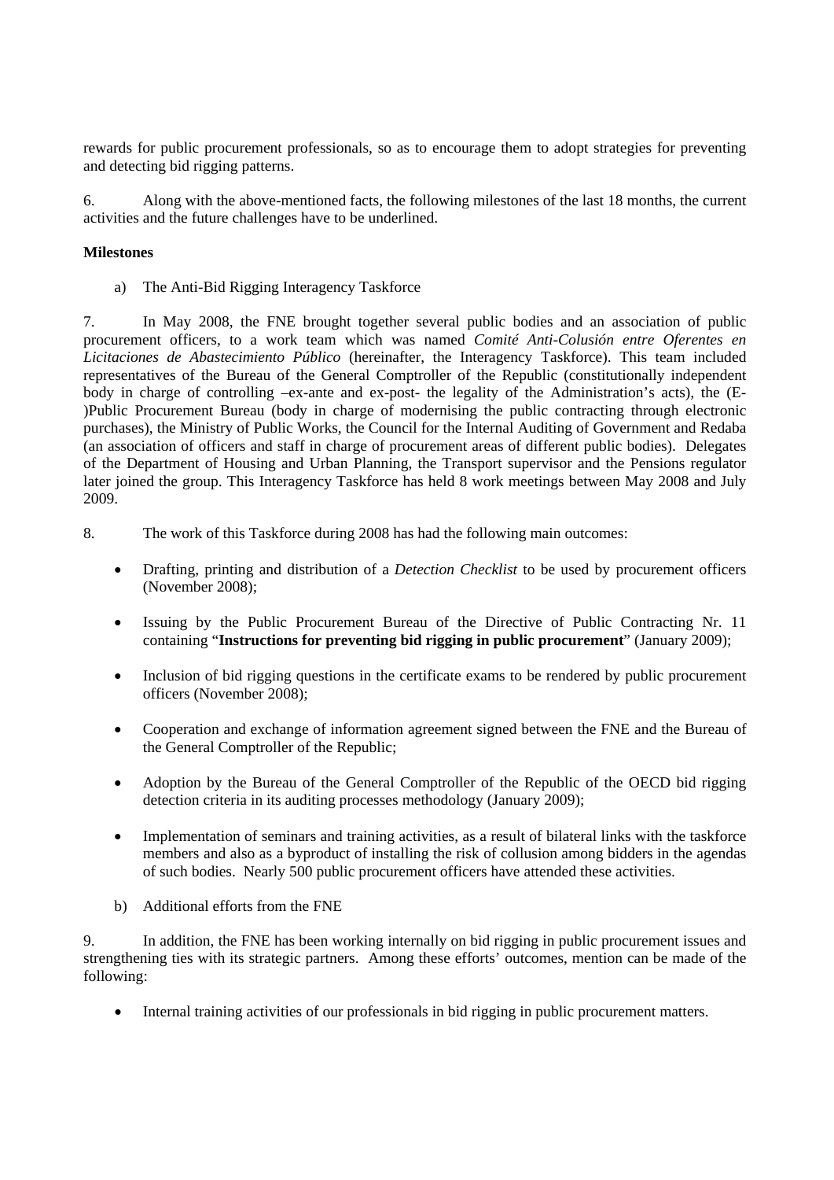rewards for public procurement professionals, so as to encourage them to adopt strategies for preventing and detecting bid rigging patterns.

6. Along with the above-mentioned facts, the following milestones of the last 18 months, the current activities and the future challenges have to be underlined.

**Milestones**

a) The Anti-Bid Rigging Interagency Taskforce

7. In May 2008, the FNE brought together several public bodies and an association of public procurement officers, to a work team which was named *Comité Anti-Colusión entre Oferentes en Licitaciones de Abastecimiento Público* (hereinafter, the Interagency Taskforce). This team included representatives of the Bureau of the General Comptroller of the Republic (constitutionally independent body in charge of controlling –ex-ante and ex-post- the legality of the Administration's acts), the (E-)Public Procurement Bureau (body in charge of modernising the public contracting through electronic purchases), the Ministry of Public Works, the Council for the Internal Auditing of Government and Redaba (an association of officers and staff in charge of procurement areas of different public bodies). Delegates of the Department of Housing and Urban Planning, the Transport supervisor and the Pensions regulator later joined the group. This Interagency Taskforce has held 8 work meetings between May 2008 and July 2009.

8. The work of this Taskforce during 2008 has had the following main outcomes:

- Drafting, printing and distribution of a *Detection Checklist* to be used by procurement officers (November 2008);
- Issuing by the Public Procurement Bureau of the Directive of Public Contracting Nr. 11 containing "**Instructions for preventing bid rigging in public procurement**" (January 2009);
- Inclusion of bid rigging questions in the certificate exams to be rendered by public procurement officers (November 2008);
- Cooperation and exchange of information agreement signed between the FNE and the Bureau of the General Comptroller of the Republic;
- Adoption by the Bureau of the General Comptroller of the Republic of the OECD bid rigging detection criteria in its auditing processes methodology (January 2009);
- Implementation of seminars and training activities, as a result of bilateral links with the taskforce members and also as a byproduct of installing the risk of collusion among bidders in the agendas of such bodies. Nearly 500 public procurement officers have attended these activities.

b) Additional efforts from the FNE

9. In addition, the FNE has been working internally on bid rigging in public procurement issues and strengthening ties with its strategic partners. Among these efforts' outcomes, mention can be made of the following:

- Internal training activities of our professionals in bid rigging in public procurement matters.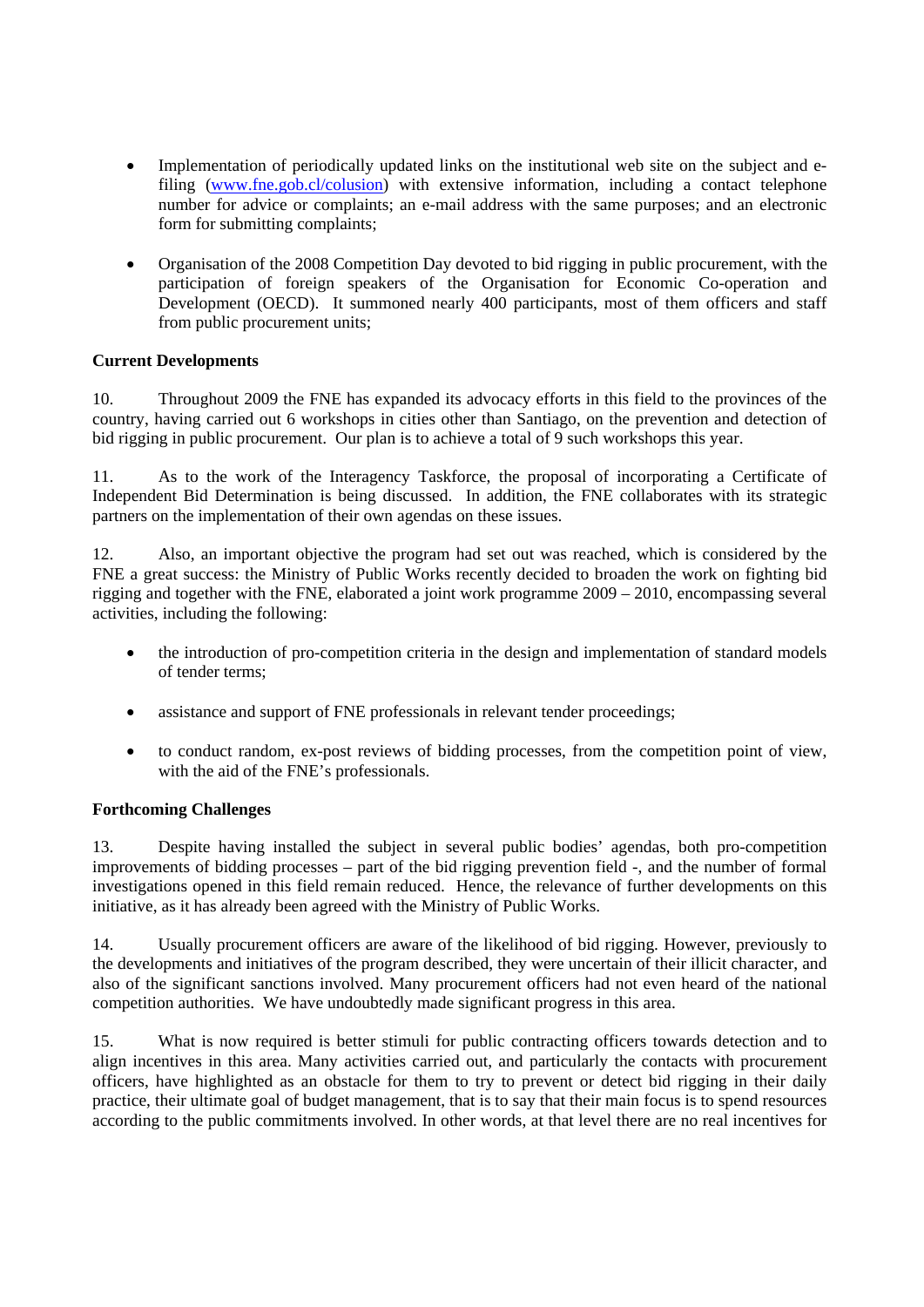- Implementation of periodically updated links on the institutional web site on the subject and e-filing (www.fne.gob.cl/colusion) with extensive information, including a contact telephone number for advice or complaints; an e-mail address with the same purposes; and an electronic form for submitting complaints;

- Organisation of the 2008 Competition Day devoted to bid rigging in public procurement, with the participation of foreign speakers of the Organisation for Economic Co-operation and Development (OECD). It summoned nearly 400 participants, most of them officers and staff from public procurement units;

**Current Developments**

10. Throughout 2009 the FNE has expanded its advocacy efforts in this field to the provinces of the country, having carried out 6 workshops in cities other than Santiago, on the prevention and detection of bid rigging in public procurement. Our plan is to achieve a total of 9 such workshops this year.

11. As to the work of the Interagency Taskforce, the proposal of incorporating a Certificate of Independent Bid Determination is being discussed. In addition, the FNE collaborates with its strategic partners on the implementation of their own agendas on these issues.

12. Also, an important objective the program had set out was reached, which is considered by the FNE a great success: the Ministry of Public Works recently decided to broaden the work on fighting bid rigging and together with the FNE, elaborated a joint work programme 2009 – 2010, encompassing several activities, including the following:

- the introduction of pro-competition criteria in the design and implementation of standard models of tender terms;

- assistance and support of FNE professionals in relevant tender proceedings;

- to conduct random, ex-post reviews of bidding processes, from the competition point of view, with the aid of the FNE's professionals.

**Forthcoming Challenges**

13. Despite having installed the subject in several public bodies' agendas, both pro-competition improvements of bidding processes – part of the bid rigging prevention field -, and the number of formal investigations opened in this field remain reduced. Hence, the relevance of further developments on this initiative, as it has already been agreed with the Ministry of Public Works.

14. Usually procurement officers are aware of the likelihood of bid rigging. However, previously to the developments and initiatives of the program described, they were uncertain of their illicit character, and also of the significant sanctions involved. Many procurement officers had not even heard of the national competition authorities. We have undoubtedly made significant progress in this area.

15. What is now required is better stimuli for public contracting officers towards detection and to align incentives in this area. Many activities carried out, and particularly the contacts with procurement officers, have highlighted as an obstacle for them to try to prevent or detect bid rigging in their daily practice, their ultimate goal of budget management, that is to say that their main focus is to spend resources according to the public commitments involved. In other words, at that level there are no real incentives for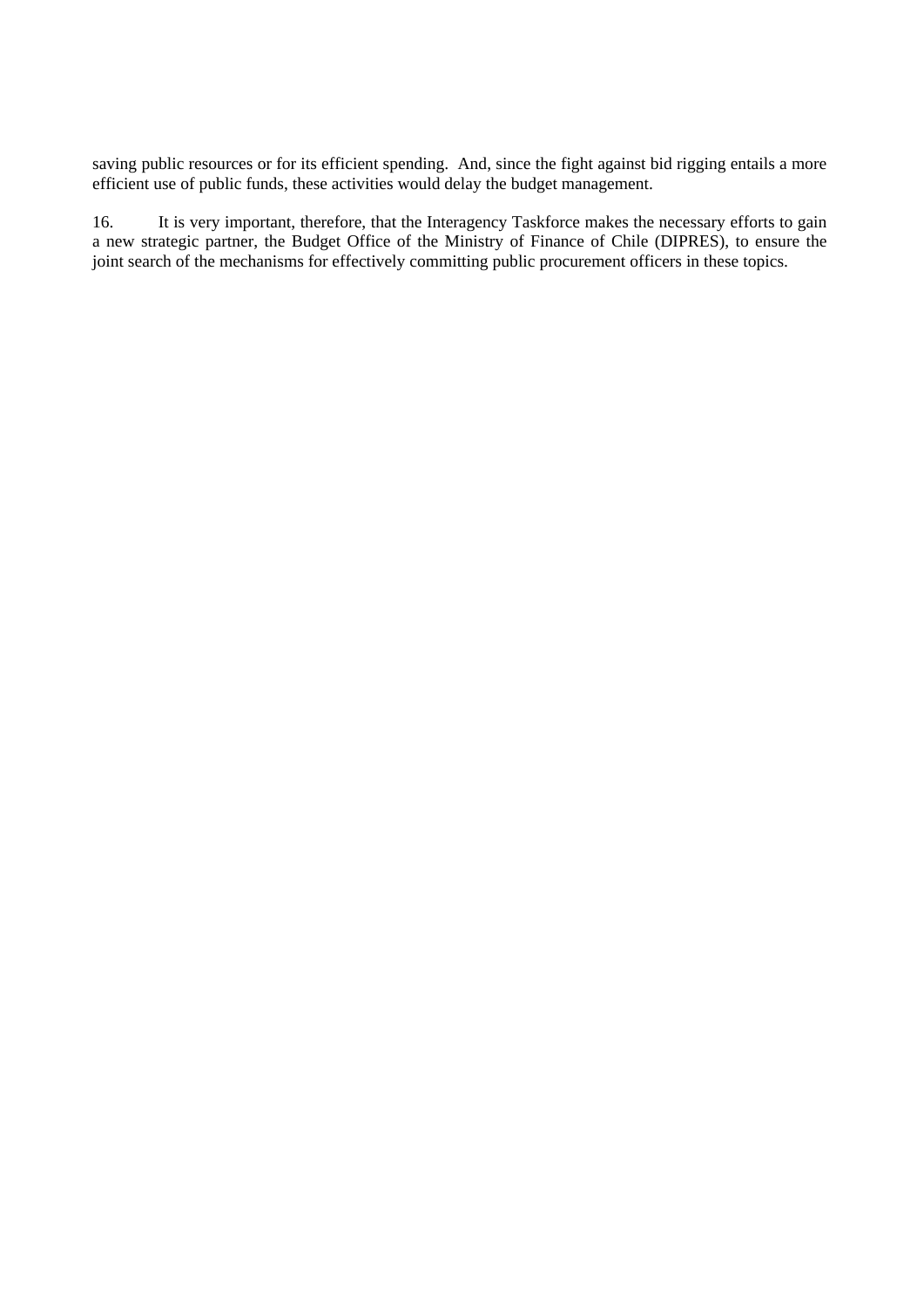saving public resources or for its efficient spending. And, since the fight against bid rigging entails a more efficient use of public funds, these activities would delay the budget management.

16. It is very important, therefore, that the Interagency Taskforce makes the necessary efforts to gain a new strategic partner, the Budget Office of the Ministry of Finance of Chile (DIPRES), to ensure the joint search of the mechanisms for effectively committing public procurement officers in these topics.